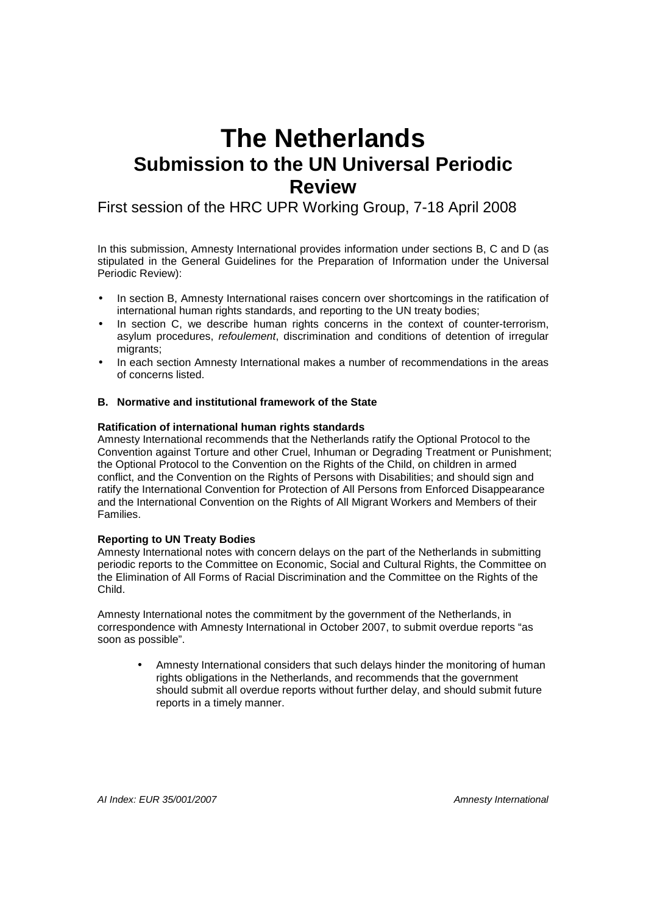# The Netherlands
## Submission to the UN Universal Periodic Review

First session of the HRC UPR Working Group, 7-18 April 2008

In this submission, Amnesty International provides information under sections B, C and D (as stipulated in the General Guidelines for the Preparation of Information under the Universal Periodic Review):

- In section B, Amnesty International raises concern over shortcomings in the ratification of international human rights standards, and reporting to the UN treaty bodies;
- In section C, we describe human rights concerns in the context of counter-terrorism, asylum procedures, *refoulement*, discrimination and conditions of detention of irregular migrants;
- In each section Amnesty International makes a number of recommendations in the areas of concerns listed.

### B. Normative and institutional framework of the State

**Ratification of international human rights standards**

Amnesty International recommends that the Netherlands ratify the Optional Protocol to the Convention against Torture and other Cruel, Inhuman or Degrading Treatment or Punishment; the Optional Protocol to the Convention on the Rights of the Child, on children in armed conflict, and the Convention on the Rights of Persons with Disabilities; and should sign and ratify the International Convention for Protection of All Persons from Enforced Disappearance and the International Convention on the Rights of All Migrant Workers and Members of their Families.

**Reporting to UN Treaty Bodies**

Amnesty International notes with concern delays on the part of the Netherlands in submitting periodic reports to the Committee on Economic, Social and Cultural Rights, the Committee on the Elimination of All Forms of Racial Discrimination and the Committee on the Rights of the Child.

Amnesty International notes the commitment by the government of the Netherlands, in correspondence with Amnesty International in October 2007, to submit overdue reports "as soon as possible".

- Amnesty International considers that such delays hinder the monitoring of human rights obligations in the Netherlands, and recommends that the government should submit all overdue reports without further delay, and should submit future reports in a timely manner.

*AI Index: EUR 35/001/2007* *Amnesty International*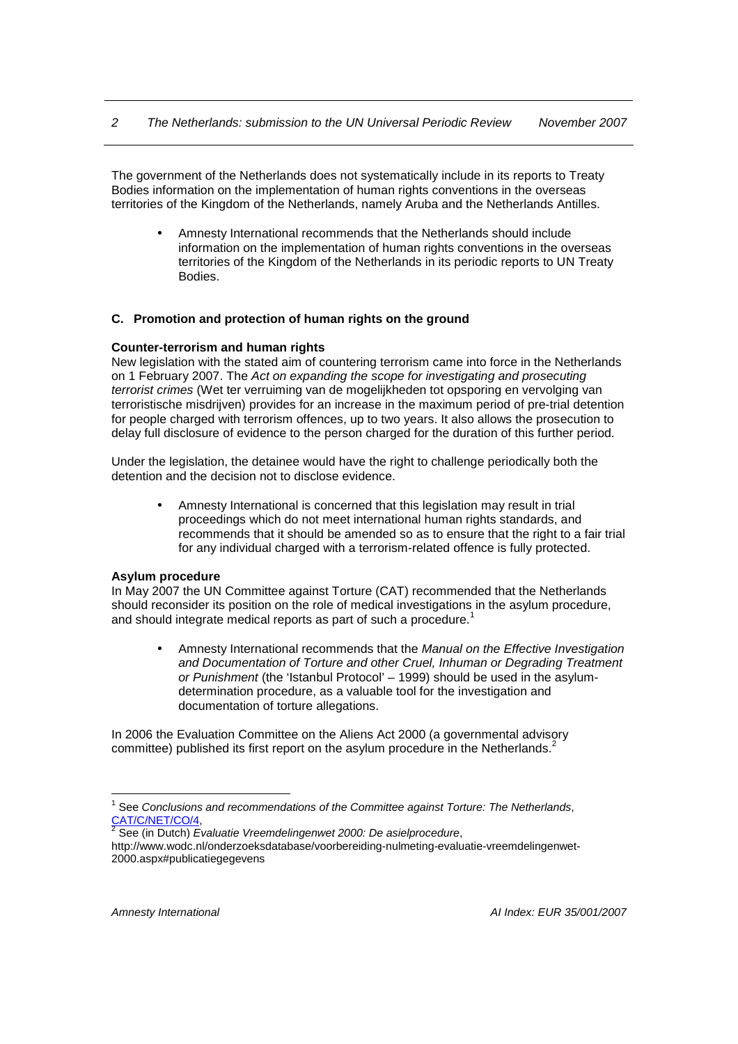The government of the Netherlands does not systematically include in its reports to Treaty Bodies information on the implementation of human rights conventions in the overseas territories of the Kingdom of the Netherlands, namely Aruba and the Netherlands Antilles.

- Amnesty International recommends that the Netherlands should include information on the implementation of human rights conventions in the overseas territories of the Kingdom of the Netherlands in its periodic reports to UN Treaty Bodies.

### C. Promotion and protection of human rights on the ground

**Counter-terrorism and human rights**

New legislation with the stated aim of countering terrorism came into force in the Netherlands on 1 February 2007. The *Act on expanding the scope for investigating and prosecuting terrorist crimes* (Wet ter verruiming van de mogelijkheden tot opsporing en vervolging van terroristische misdrijven) provides for an increase in the maximum period of pre-trial detention for people charged with terrorism offences, up to two years. It also allows the prosecution to delay full disclosure of evidence to the person charged for the duration of this further period.

Under the legislation, the detainee would have the right to challenge periodically both the detention and the decision not to disclose evidence.

- Amnesty International is concerned that this legislation may result in trial proceedings which do not meet international human rights standards, and recommends that it should be amended so as to ensure that the right to a fair trial for any individual charged with a terrorism-related offence is fully protected.

**Asylum procedure**

In May 2007 the UN Committee against Torture (CAT) recommended that the Netherlands should reconsider its position on the role of medical investigations in the asylum procedure, and should integrate medical reports as part of such a procedure.[1]

- Amnesty International recommends that the *Manual on the Effective Investigation and Documentation of Torture and other Cruel, Inhuman or Degrading Treatment or Punishment* (the 'Istanbul Protocol' – 1999) should be used in the asylum-determination procedure, as a valuable tool for the investigation and documentation of torture allegations.

In 2006 the Evaluation Committee on the Aliens Act 2000 (a governmental advisory committee) published its first report on the asylum procedure in the Netherlands.[2]

---

[1] See *Conclusions and recommendations of the Committee against Torture: The Netherlands*, CAT/C/NET/CO/4,

[2] See (in Dutch) *Evaluatie Vreemdelingenwet 2000: De asielprocedure*, http://www.wodc.nl/onderzoeksdatabase/voorbereiding-nulmeting-evaluatie-vreemdelingenwet-2000.aspx#publicatiegegevens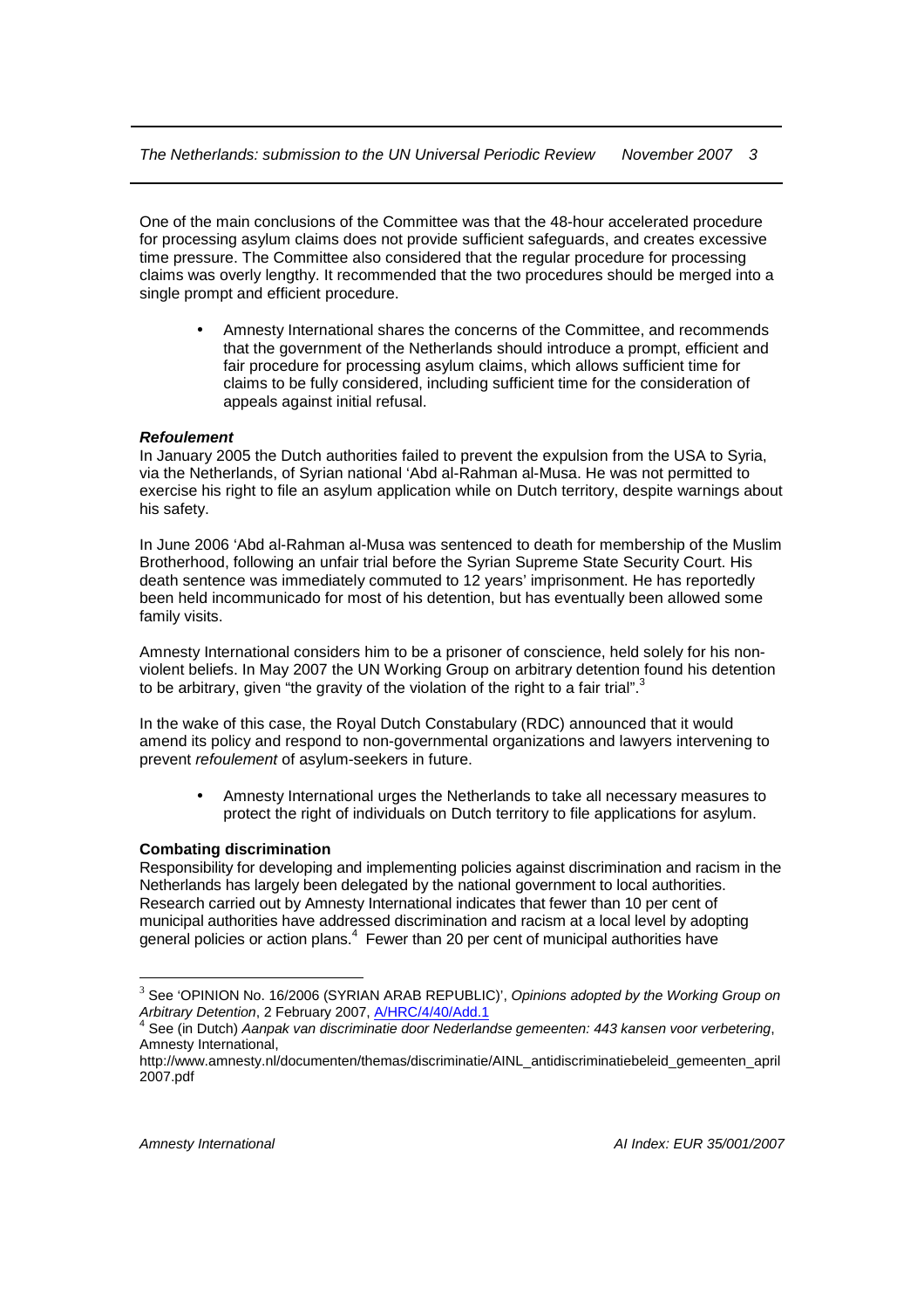One of the main conclusions of the Committee was that the 48-hour accelerated procedure for processing asylum claims does not provide sufficient safeguards, and creates excessive time pressure. The Committee also considered that the regular procedure for processing claims was overly lengthy. It recommended that the two procedures should be merged into a single prompt and efficient procedure.

- Amnesty International shares the concerns of the Committee, and recommends that the government of the Netherlands should introduce a prompt, efficient and fair procedure for processing asylum claims, which allows sufficient time for claims to be fully considered, including sufficient time for the consideration of appeals against initial refusal.

***Refoulement***

In January 2005 the Dutch authorities failed to prevent the expulsion from the USA to Syria, via the Netherlands, of Syrian national 'Abd al-Rahman al-Musa. He was not permitted to exercise his right to file an asylum application while on Dutch territory, despite warnings about his safety.

In June 2006 'Abd al-Rahman al-Musa was sentenced to death for membership of the Muslim Brotherhood, following an unfair trial before the Syrian Supreme State Security Court. His death sentence was immediately commuted to 12 years' imprisonment. He has reportedly been held incommunicado for most of his detention, but has eventually been allowed some family visits.

Amnesty International considers him to be a prisoner of conscience, held solely for his non-violent beliefs. In May 2007 the UN Working Group on arbitrary detention found his detention to be arbitrary, given "the gravity of the violation of the right to a fair trial".[3]

In the wake of this case, the Royal Dutch Constabulary (RDC) announced that it would amend its policy and respond to non-governmental organizations and lawyers intervening to prevent *refoulement* of asylum-seekers in future.

- Amnesty International urges the Netherlands to take all necessary measures to protect the right of individuals on Dutch territory to file applications for asylum.

**Combating discrimination**

Responsibility for developing and implementing policies against discrimination and racism in the Netherlands has largely been delegated by the national government to local authorities. Research carried out by Amnesty International indicates that fewer than 10 per cent of municipal authorities have addressed discrimination and racism at a local level by adopting general policies or action plans.[4] Fewer than 20 per cent of municipal authorities have

---

[3] See 'OPINION No. 16/2006 (SYRIAN ARAB REPUBLIC)', *Opinions adopted by the Working Group on Arbitrary Detention*, 2 February 2007, A/HRC/4/40/Add.1

[4] See (in Dutch) *Aanpak van discriminatie door Nederlandse gemeenten: 443 kansen voor verbetering*, Amnesty International, http://www.amnesty.nl/documenten/themas/discriminatie/AINL_antidiscriminatiebeleid_gemeenten_april2007.pdf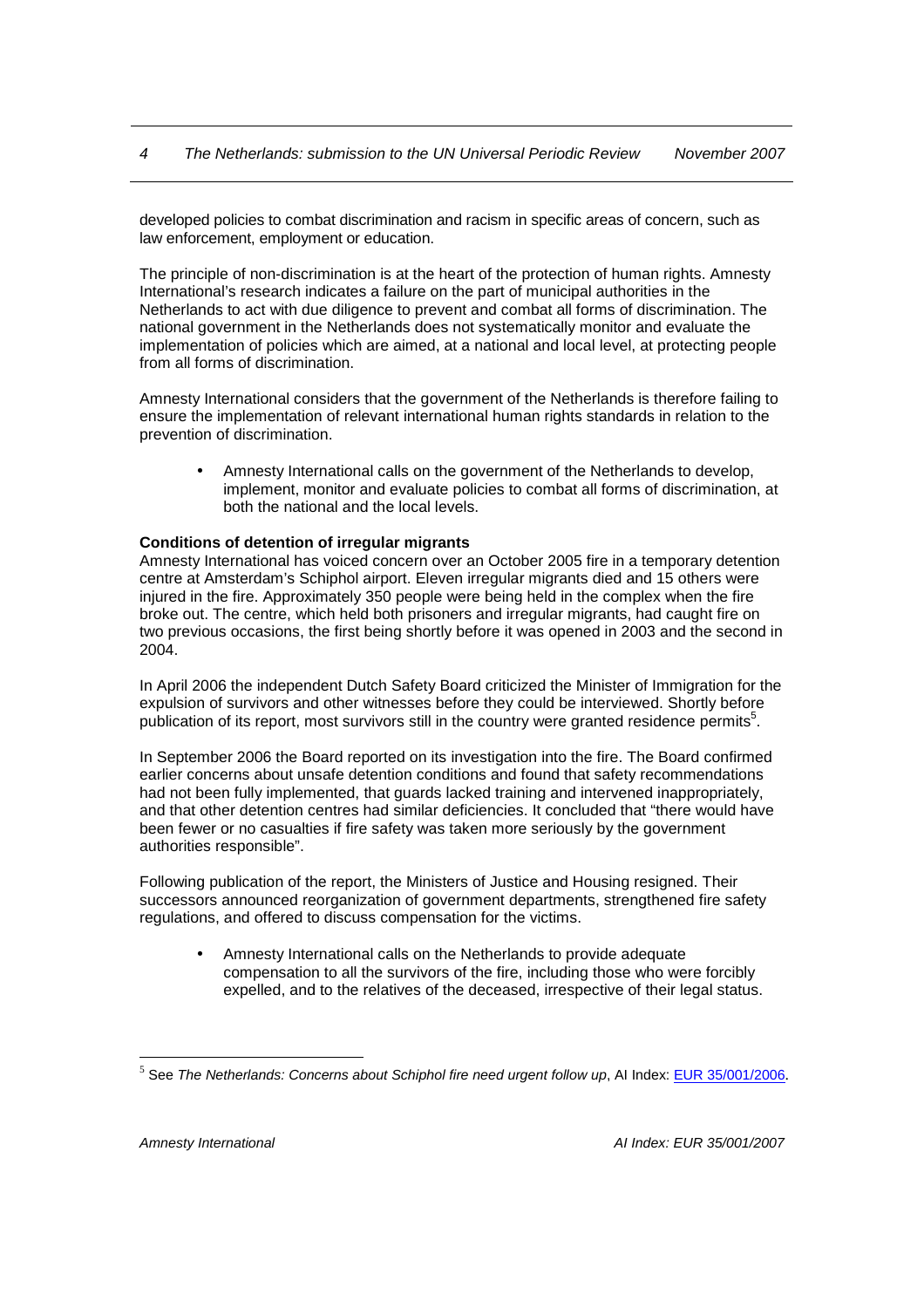developed policies to combat discrimination and racism in specific areas of concern, such as law enforcement, employment or education.

The principle of non-discrimination is at the heart of the protection of human rights. Amnesty International's research indicates a failure on the part of municipal authorities in the Netherlands to act with due diligence to prevent and combat all forms of discrimination. The national government in the Netherlands does not systematically monitor and evaluate the implementation of policies which are aimed, at a national and local level, at protecting people from all forms of discrimination.

Amnesty International considers that the government of the Netherlands is therefore failing to ensure the implementation of relevant international human rights standards in relation to the prevention of discrimination.

- Amnesty International calls on the government of the Netherlands to develop, implement, monitor and evaluate policies to combat all forms of discrimination, at both the national and the local levels.

**Conditions of detention of irregular migrants**

Amnesty International has voiced concern over an October 2005 fire in a temporary detention centre at Amsterdam's Schiphol airport. Eleven irregular migrants died and 15 others were injured in the fire. Approximately 350 people were being held in the complex when the fire broke out. The centre, which held both prisoners and irregular migrants, had caught fire on two previous occasions, the first being shortly before it was opened in 2003 and the second in 2004.

In April 2006 the independent Dutch Safety Board criticized the Minister of Immigration for the expulsion of survivors and other witnesses before they could be interviewed. Shortly before publication of its report, most survivors still in the country were granted residence permits[5].

In September 2006 the Board reported on its investigation into the fire. The Board confirmed earlier concerns about unsafe detention conditions and found that safety recommendations had not been fully implemented, that guards lacked training and intervened inappropriately, and that other detention centres had similar deficiencies. It concluded that "there would have been fewer or no casualties if fire safety was taken more seriously by the government authorities responsible".

Following publication of the report, the Ministers of Justice and Housing resigned. Their successors announced reorganization of government departments, strengthened fire safety regulations, and offered to discuss compensation for the victims.

- Amnesty International calls on the Netherlands to provide adequate compensation to all the survivors of the fire, including those who were forcibly expelled, and to the relatives of the deceased, irrespective of their legal status.

---

[5] See *The Netherlands: Concerns about Schiphol fire need urgent follow up*, AI Index: EUR 35/001/2006.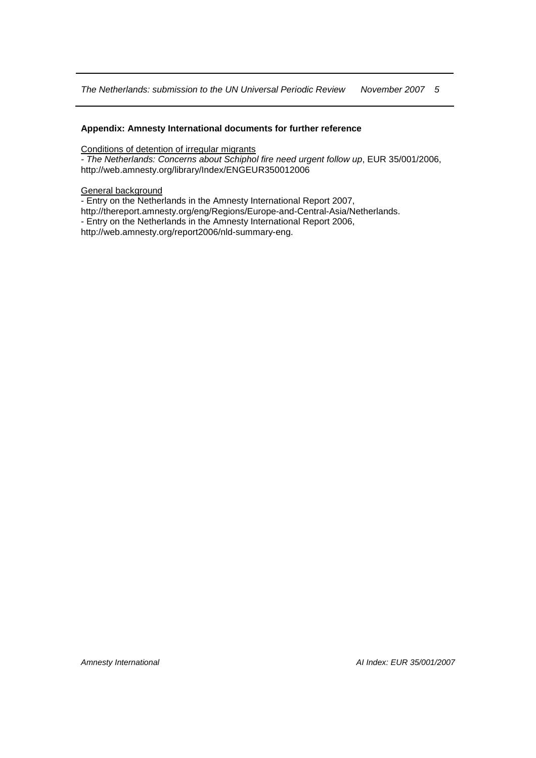**Appendix: Amnesty International documents for further reference**

Conditions of detention of irregular migrants

- *The Netherlands: Concerns about Schiphol fire need urgent follow up*, EUR 35/001/2006, http://web.amnesty.org/library/Index/ENGEUR350012006

General background

- Entry on the Netherlands in the Amnesty International Report 2007, http://thereport.amnesty.org/eng/Regions/Europe-and-Central-Asia/Netherlands.
- Entry on the Netherlands in the Amnesty International Report 2006, http://web.amnesty.org/report2006/nld-summary-eng.